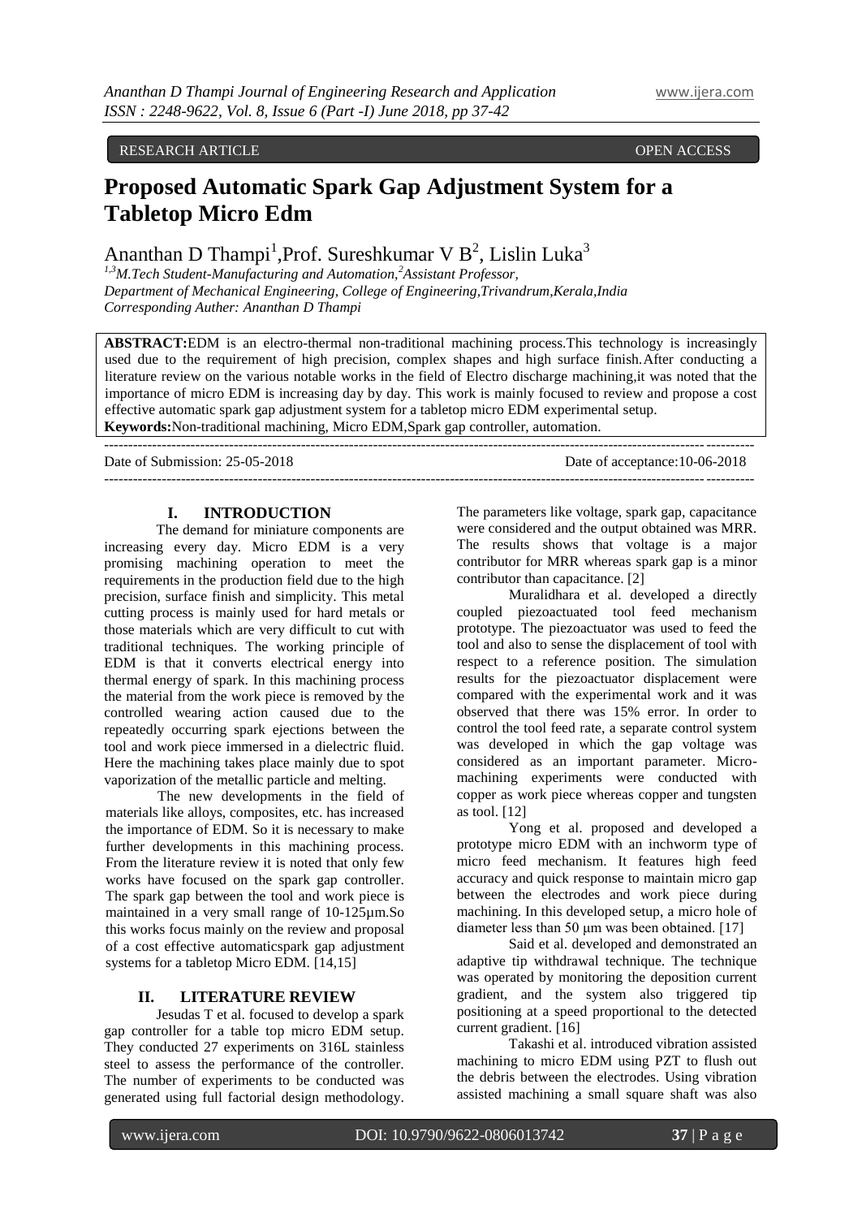RESEARCH ARTICLE OPEN ACCESS

# Proposed Automatic Spark Gap Adjustment System for a Tabletop Micro Edm

Ananthan D Thampi[1],Prof. Sureshkumar V B[2], Lislin Luka[3]

[1,3]M.Tech Student-Manufacturing and Automation,[2]Assistant Professor,
Department of Mechanical Engineering, College of Engineering,Trivandrum,Kerala,India
Corresponding Auther: Ananthan D Thampi

**ABSTRACT:**EDM is an electro-thermal non-traditional machining process.This technology is increasingly used due to the requirement of high precision, complex shapes and high surface finish.After conducting a literature review on the various notable works in the field of Electro discharge machining,it was noted that the importance of micro EDM is increasing day by day. This work is mainly focused to review and propose a cost effective automatic spark gap adjustment system for a tabletop micro EDM experimental setup.

**Keywords:**Non-traditional machining, Micro EDM,Spark gap controller, automation.

Date of Submission: 25-05-2018 Date of acceptance:10-06-2018

## I. INTRODUCTION

The demand for miniature components are increasing every day. Micro EDM is a very promising machining operation to meet the requirements in the production field due to the high precision, surface finish and simplicity. This metal cutting process is mainly used for hard metals or those materials which are very difficult to cut with traditional techniques. The working principle of EDM is that it converts electrical energy into thermal energy of spark. In this machining process the material from the work piece is removed by the controlled wearing action caused due to the repeatedly occurring spark ejections between the tool and work piece immersed in a dielectric fluid. Here the machining takes place mainly due to spot vaporization of the metallic particle and melting.

The new developments in the field of materials like alloys, composites, etc. has increased the importance of EDM. So it is necessary to make further developments in this machining process. From the literature review it is noted that only few works have focused on the spark gap controller. The spark gap between the tool and work piece is maintained in a very small range of 10-125µm.So this works focus mainly on the review and proposal of a cost effective automaticspark gap adjustment systems for a tabletop Micro EDM. [14,15]

## II. LITERATURE REVIEW

Jesudas T et al. focused to develop a spark gap controller for a table top micro EDM setup. They conducted 27 experiments on 316L stainless steel to assess the performance of the controller. The number of experiments to be conducted was generated using full factorial design methodology. The parameters like voltage, spark gap, capacitance were considered and the output obtained was MRR. The results shows that voltage is a major contributor for MRR whereas spark gap is a minor contributor than capacitance. [2]

Muralidhara et al. developed a directly coupled piezoactuated tool feed mechanism prototype. The piezoactuator was used to feed the tool and also to sense the displacement of tool with respect to a reference position. The simulation results for the piezoactuator displacement were compared with the experimental work and it was observed that there was 15% error. In order to control the tool feed rate, a separate control system was developed in which the gap voltage was considered as an important parameter. Micro-machining experiments were conducted with copper as work piece whereas copper and tungsten as tool. [12]

Yong et al. proposed and developed a prototype micro EDM with an inchworm type of micro feed mechanism. It features high feed accuracy and quick response to maintain micro gap between the electrodes and work piece during machining. In this developed setup, a micro hole of diameter less than 50 µm was been obtained. [17]

Said et al. developed and demonstrated an adaptive tip withdrawal technique. The technique was operated by monitoring the deposition current gradient, and the system also triggered tip positioning at a speed proportional to the detected current gradient. [16]

Takashi et al. introduced vibration assisted machining to micro EDM using PZT to flush out the debris between the electrodes. Using vibration assisted machining a small square shaft was also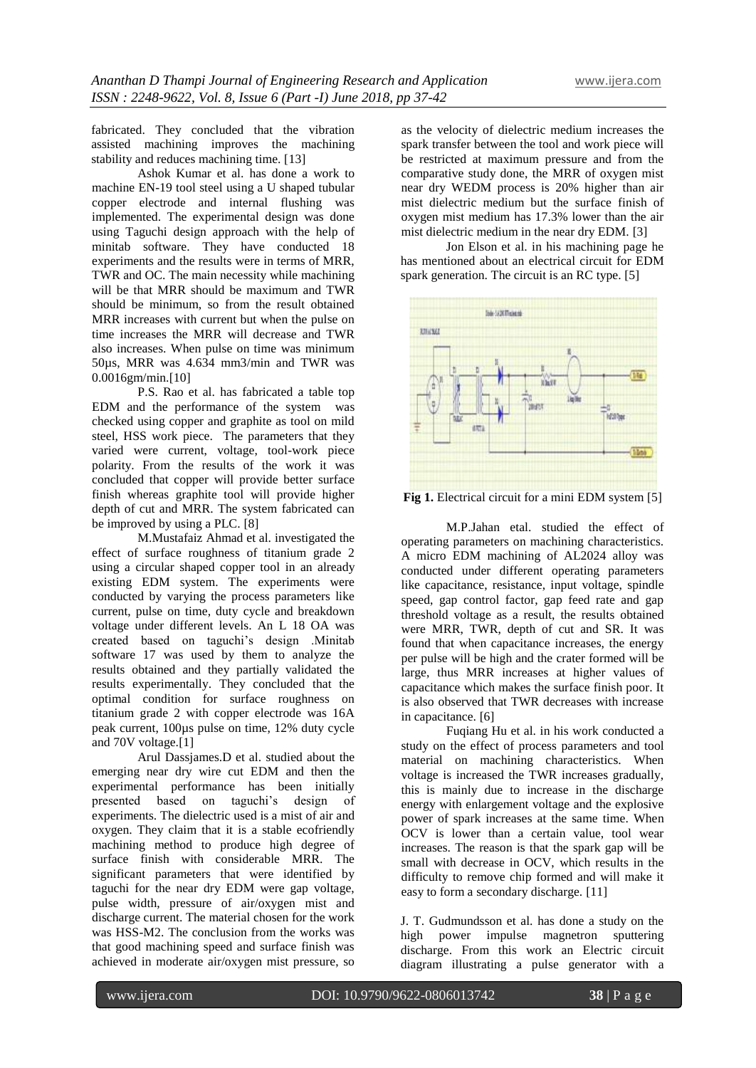fabricated. They concluded that the vibration assisted machining improves the machining stability and reduces machining time. [13]

Ashok Kumar et al. has done a work to machine EN-19 tool steel using a U shaped tubular copper electrode and internal flushing was implemented. The experimental design was done using Taguchi design approach with the help of minitab software. They have conducted 18 experiments and the results were in terms of MRR, TWR and OC. The main necessity while machining will be that MRR should be maximum and TWR should be minimum, so from the result obtained MRR increases with current but when the pulse on time increases the MRR will decrease and TWR also increases. When pulse on time was minimum 50µs, MRR was 4.634 mm3/min and TWR was 0.0016gm/min.[10]

P.S. Rao et al. has fabricated a table top EDM and the performance of the system was checked using copper and graphite as tool on mild steel, HSS work piece. The parameters that they varied were current, voltage, tool-work piece polarity. From the results of the work it was concluded that copper will provide better surface finish whereas graphite tool will provide higher depth of cut and MRR. The system fabricated can be improved by using a PLC. [8]

M.Mustafaiz Ahmad et al. investigated the effect of surface roughness of titanium grade 2 using a circular shaped copper tool in an already existing EDM system. The experiments were conducted by varying the process parameters like current, pulse on time, duty cycle and breakdown voltage under different levels. An L 18 OA was created based on taguchi's design .Minitab software 17 was used by them to analyze the results obtained and they partially validated the results experimentally. They concluded that the optimal condition for surface roughness on titanium grade 2 with copper electrode was 16A peak current, 100µs pulse on time, 12% duty cycle and 70V voltage.[1]

Arul Dassjames.D et al. studied about the emerging near dry wire cut EDM and then the experimental performance has been initially presented based on taguchi's design of experiments. The dielectric used is a mist of air and oxygen. They claim that it is a stable ecofriendly machining method to produce high degree of surface finish with considerable MRR. The significant parameters that were identified by taguchi for the near dry EDM were gap voltage, pulse width, pressure of air/oxygen mist and discharge current. The material chosen for the work was HSS-M2. The conclusion from the works was that good machining speed and surface finish was achieved in moderate air/oxygen mist pressure, so as the velocity of dielectric medium increases the spark transfer between the tool and work piece will be restricted at maximum pressure and from the comparative study done, the MRR of oxygen mist near dry WEDM process is 20% higher than air mist dielectric medium but the surface finish of oxygen mist medium has 17.3% lower than the air mist dielectric medium in the near dry EDM. [3]

Jon Elson et al. in his machining page he has mentioned about an electrical circuit for EDM spark generation. The circuit is an RC type. [5]

**Fig 1.** Electrical circuit for a mini EDM system [5]

M.P.Jahan etal. studied the effect of operating parameters on machining characteristics. A micro EDM machining of AL2024 alloy was conducted under different operating parameters like capacitance, resistance, input voltage, spindle speed, gap control factor, gap feed rate and gap threshold voltage as a result, the results obtained were MRR, TWR, depth of cut and SR. It was found that when capacitance increases, the energy per pulse will be high and the crater formed will be large, thus MRR increases at higher values of capacitance which makes the surface finish poor. It is also observed that TWR decreases with increase in capacitance. [6]

Fuqiang Hu et al. in his work conducted a study on the effect of process parameters and tool material on machining characteristics. When voltage is increased the TWR increases gradually, this is mainly due to increase in the discharge energy with enlargement voltage and the explosive power of spark increases at the same time. When OCV is lower than a certain value, tool wear increases. The reason is that the spark gap will be small with decrease in OCV, which results in the difficulty to remove chip formed and will make it easy to form a secondary discharge. [11]

J. T. Gudmundsson et al. has done a study on the high power impulse magnetron sputtering discharge. From this work an Electric circuit diagram illustrating a pulse generator with a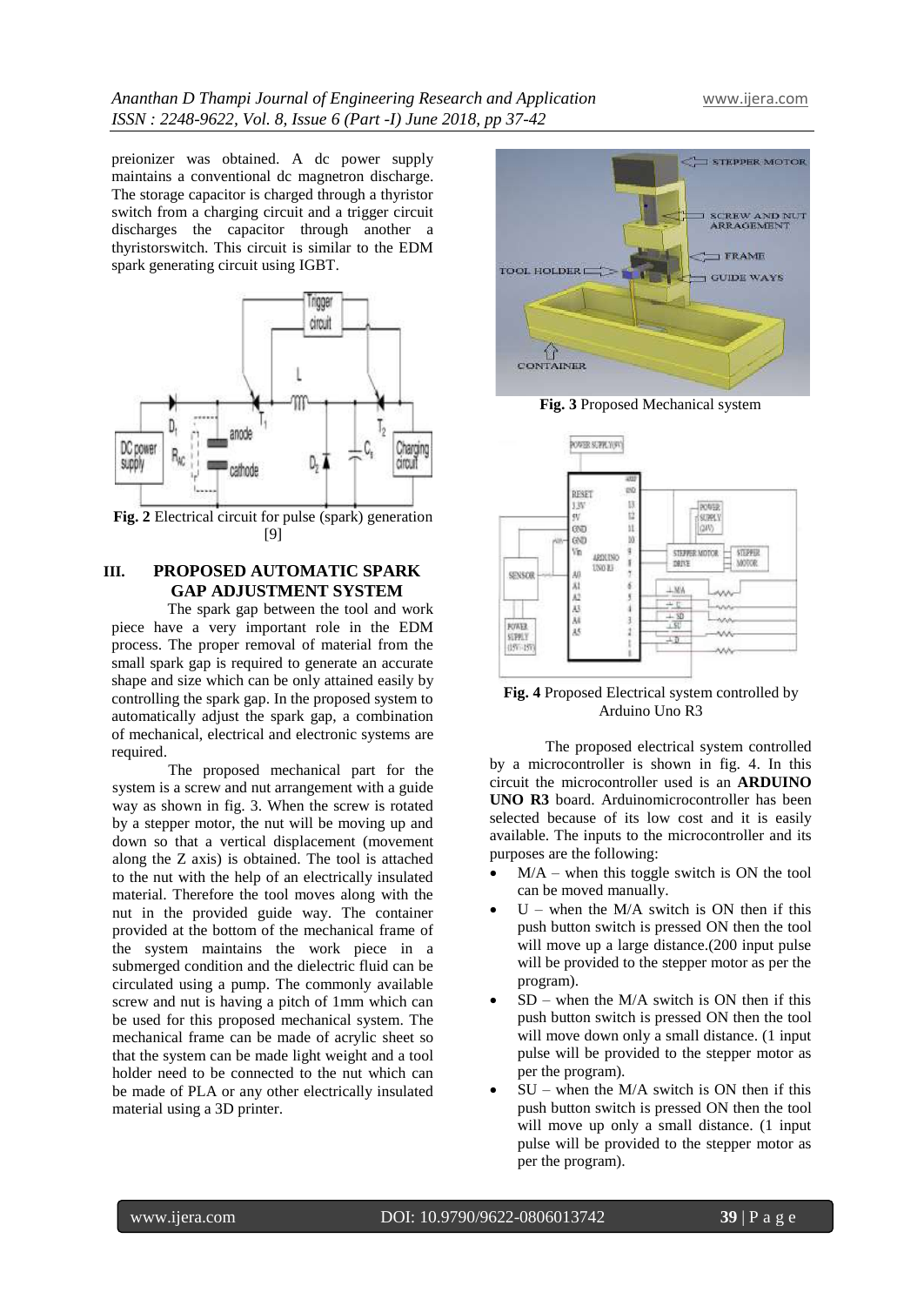preionizer was obtained. A dc power supply maintains a conventional dc magnetron discharge. The storage capacitor is charged through a thyristor switch from a charging circuit and a trigger circuit discharges the capacitor through another a thyristorswitch. This circuit is similar to the EDM spark generating circuit using IGBT.

**Fig. 2** Electrical circuit for pulse (spark) generation [9]

## III. PROPOSED AUTOMATIC SPARK GAP ADJUSTMENT SYSTEM

The spark gap between the tool and work piece have a very important role in the EDM process. The proper removal of material from the small spark gap is required to generate an accurate shape and size which can be only attained easily by controlling the spark gap. In the proposed system to automatically adjust the spark gap, a combination of mechanical, electrical and electronic systems are required.

The proposed mechanical part for the system is a screw and nut arrangement with a guide way as shown in fig. 3. When the screw is rotated by a stepper motor, the nut will be moving up and down so that a vertical displacement (movement along the Z axis) is obtained. The tool is attached to the nut with the help of an electrically insulated material. Therefore the tool moves along with the nut in the provided guide way. The container provided at the bottom of the mechanical frame of the system maintains the work piece in a submerged condition and the dielectric fluid can be circulated using a pump. The commonly available screw and nut is having a pitch of 1mm which can be used for this proposed mechanical system. The mechanical frame can be made of acrylic sheet so that the system can be made light weight and a tool holder need to be connected to the nut which can be made of PLA or any other electrically insulated material using a 3D printer.

**Fig. 3** Proposed Mechanical system

**Fig. 4** Proposed Electrical system controlled by Arduino Uno R3

The proposed electrical system controlled by a microcontroller is shown in fig. 4. In this circuit the microcontroller used is an **ARDUINO UNO R3** board. Arduinomicrocontroller has been selected because of its low cost and it is easily available. The inputs to the microcontroller and its purposes are the following:

- M/A – when this toggle switch is ON the tool can be moved manually.
- U – when the M/A switch is ON then if this push button switch is pressed ON then the tool will move up a large distance.(200 input pulse will be provided to the stepper motor as per the program).
- SD – when the M/A switch is ON then if this push button switch is pressed ON then the tool will move down only a small distance. (1 input pulse will be provided to the stepper motor as per the program).
- SU – when the M/A switch is ON then if this push button switch is pressed ON then the tool will move up only a small distance. (1 input pulse will be provided to the stepper motor as per the program).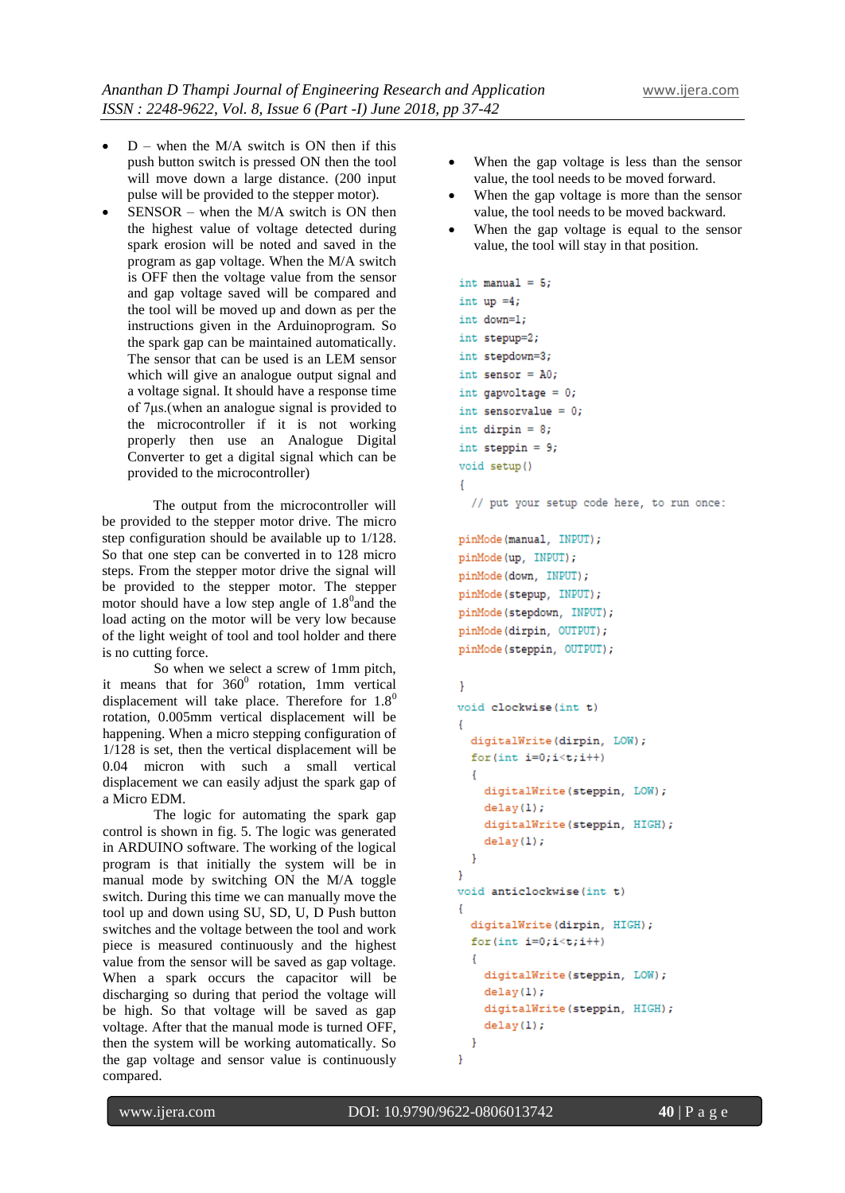- D – when the M/A switch is ON then if this push button switch is pressed ON then the tool will move down a large distance. (200 input pulse will be provided to the stepper motor).
- SENSOR – when the M/A switch is ON then the highest value of voltage detected during spark erosion will be noted and saved in the program as gap voltage. When the M/A switch is OFF then the voltage value from the sensor and gap voltage saved will be compared and the tool will be moved up and down as per the instructions given in the Arduinoprogram. So the spark gap can be maintained automatically. The sensor that can be used is an LEM sensor which will give an analogue output signal and a voltage signal. It should have a response time of 7μs.(when an analogue signal is provided to the microcontroller if it is not working properly then use an Analogue Digital Converter to get a digital signal which can be provided to the microcontroller)

The output from the microcontroller will be provided to the stepper motor drive. The micro step configuration should be available up to 1/128. So that one step can be converted in to 128 micro steps. From the stepper motor drive the signal will be provided to the stepper motor. The stepper motor should have a low step angle of $1.8^0$and the load acting on the motor will be very low because of the light weight of tool and tool holder and there is no cutting force.

So when we select a screw of 1mm pitch, it means that for $360^0$ rotation, 1mm vertical displacement will take place. Therefore for $1.8^0$ rotation, 0.005mm vertical displacement will be happening. When a micro stepping configuration of 1/128 is set, then the vertical displacement will be 0.04 micron with such a small vertical displacement we can easily adjust the spark gap of a Micro EDM.

The logic for automating the spark gap control is shown in fig. 5. The logic was generated in ARDUINO software. The working of the logical program is that initially the system will be in manual mode by switching ON the M/A toggle switch. During this time we can manually move the tool up and down using SU, SD, U, D Push button switches and the voltage between the tool and work piece is measured continuously and the highest value from the sensor will be saved as gap voltage. When a spark occurs the capacitor will be discharging so during that period the voltage will be high. So that voltage will be saved as gap voltage. After that the manual mode is turned OFF, then the system will be working automatically. So the gap voltage and sensor value is continuously compared.

- When the gap voltage is less than the sensor value, the tool needs to be moved forward.
- When the gap voltage is more than the sensor value, the tool needs to be moved backward.
- When the gap voltage is equal to the sensor value, the tool will stay in that position.

```
int manual = 5;
int up =4;
int down=1;
int stepup=2;
int stepdown=3;
int sensor = A0;
int gapvoltage = 0;
int sensorvalue = 0;
int dirpin = 8;
int steppin = 9;
void setup()
{
  // put your setup code here, to run once:

pinMode(manual, INPUT);
pinMode(up, INPUT);
pinMode(down, INPUT);
pinMode(stepup, INPUT);
pinMode(stepdown, INPUT);
pinMode(dirpin, OUTPUT);
pinMode(steppin, OUTPUT);

}
void clockwise(int t)
{
  digitalWrite(dirpin, LOW);
  for(int i=0;i<t;i++)
  {
    digitalWrite(steppin, LOW);
    delay(1);
    digitalWrite(steppin, HIGH);
    delay(1);
  }
}
void anticlockwise(int t)
{
  digitalWrite(dirpin, HIGH);
  for(int i=0;i<t;i++)
  {
    digitalWrite(steppin, LOW);
    delay(1);
    digitalWrite(steppin, HIGH);
    delay(1);
  }
}
```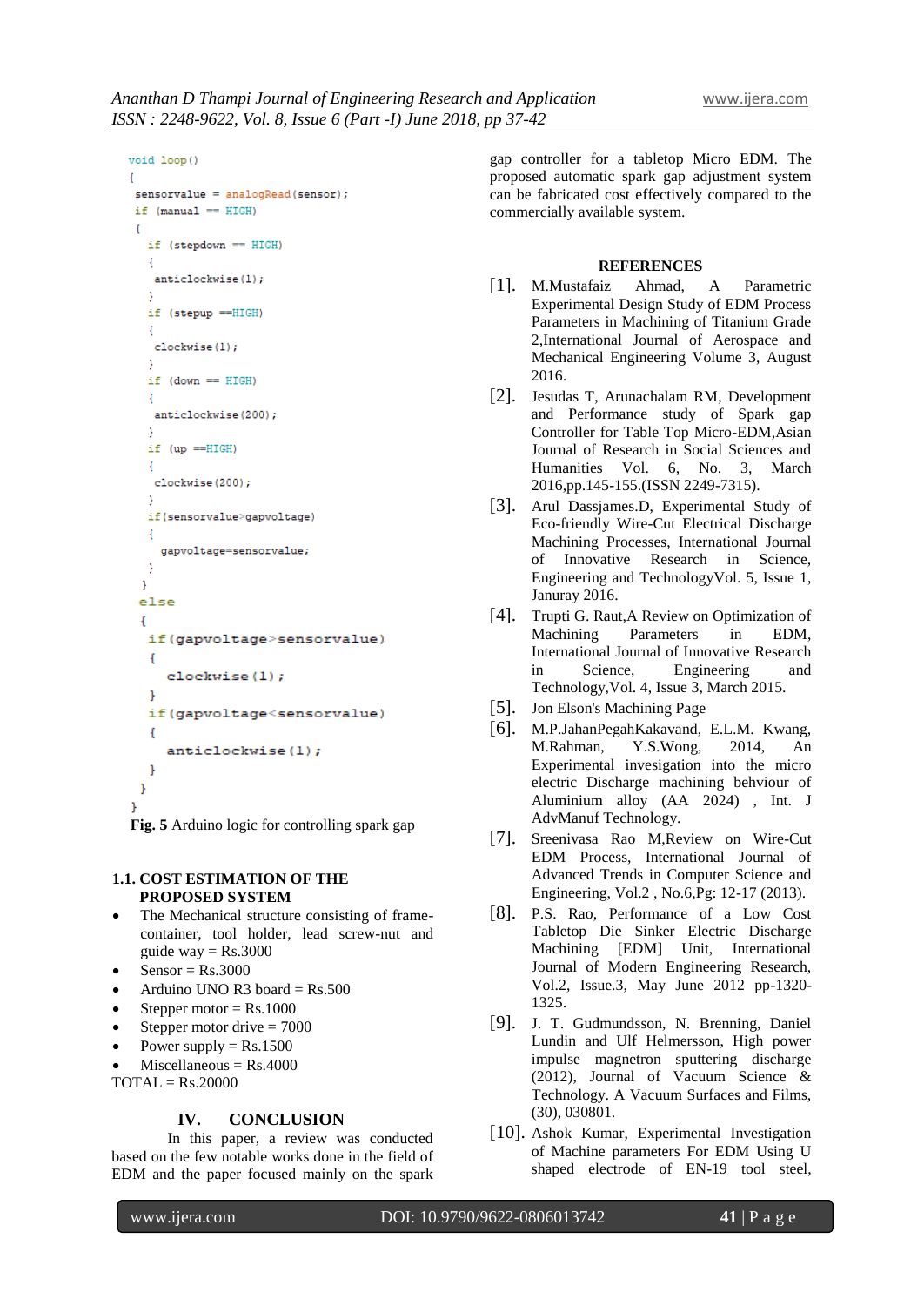```
void loop()
{
 sensorvalue = analogRead(sensor);
 if (manual == HIGH)
 {
  if (stepdown == HIGH)
  {
   anticlockwise(1);
  }
  if (stepup ==HIGH)
  {
   clockwise(1);
  }
  if (down == HIGH)
  {
   anticlockwise(200);
  }
  if (up ==HIGH)
  {
   clockwise(200);
  }
  if(sensorvalue>gapvoltage)
  {
    gapvoltage=sensorvalue;
  }
 }
 else
 {
  if(gapvoltage>sensorvalue)
  {
    clockwise(1);
  }
  if(gapvoltage<sensorvalue)
  {
    anticlockwise(1);
  }
 }
}
```

**Fig. 5** Arduino logic for controlling spark gap

### 1.1. COST ESTIMATION OF THE PROPOSED SYSTEM

- The Mechanical structure consisting of frame-container, tool holder, lead screw-nut and guide way = Rs.3000
- Sensor = Rs.3000
- Arduino UNO R3 board = Rs.500
- Stepper motor = Rs.1000
- Stepper motor drive = 7000
- Power supply = Rs.1500
- Miscellaneous = Rs.4000

TOTAL = Rs.20000

## IV. CONCLUSION

In this paper, a review was conducted based on the few notable works done in the field of EDM and the paper focused mainly on the spark gap controller for a tabletop Micro EDM. The proposed automatic spark gap adjustment system can be fabricated cost effectively compared to the commercially available system.

## REFERENCES

[1]. M.Mustafaiz Ahmad, A Parametric Experimental Design Study of EDM Process Parameters in Machining of Titanium Grade 2,International Journal of Aerospace and Mechanical Engineering Volume 3, August 2016.

[2]. Jesudas T, Arunachalam RM, Development and Performance study of Spark gap Controller for Table Top Micro-EDM,Asian Journal of Research in Social Sciences and Humanities Vol. 6, No. 3, March 2016,pp.145-155.(ISSN 2249-7315).

[3]. Arul Dassjames.D, Experimental Study of Eco-friendly Wire-Cut Electrical Discharge Machining Processes, International Journal of Innovative Research in Science, Engineering and TechnologyVol. 5, Issue 1, Januray 2016.

[4]. Trupti G. Raut,A Review on Optimization of Machining Parameters in EDM, International Journal of Innovative Research in Science, Engineering and Technology,Vol. 4, Issue 3, March 2015.

[5]. Jon Elson's Machining Page

[6]. M.P.JahanPegahKakavand, E.L.M. Kwang, M.Rahman, Y.S.Wong, 2014, An Experimental invesigation into the micro electric Discharge machining behviour of Aluminium alloy (AA 2024) , Int. J AdvManuf Technology.

[7]. Sreenivasa Rao M,Review on Wire-Cut EDM Process, International Journal of Advanced Trends in Computer Science and Engineering, Vol.2 , No.6,Pg: 12-17 (2013).

[8]. P.S. Rao, Performance of a Low Cost Tabletop Die Sinker Electric Discharge Machining [EDM] Unit, International Journal of Modern Engineering Research, Vol.2, Issue.3, May June 2012 pp-1320-1325.

[9]. J. T. Gudmundsson, N. Brenning, Daniel Lundin and Ulf Helmersson, High power impulse magnetron sputtering discharge (2012), Journal of Vacuum Science & Technology. A Vacuum Surfaces and Films, (30), 030801.

[10]. Ashok Kumar, Experimental Investigation of Machine parameters For EDM Using U shaped electrode of EN-19 tool steel,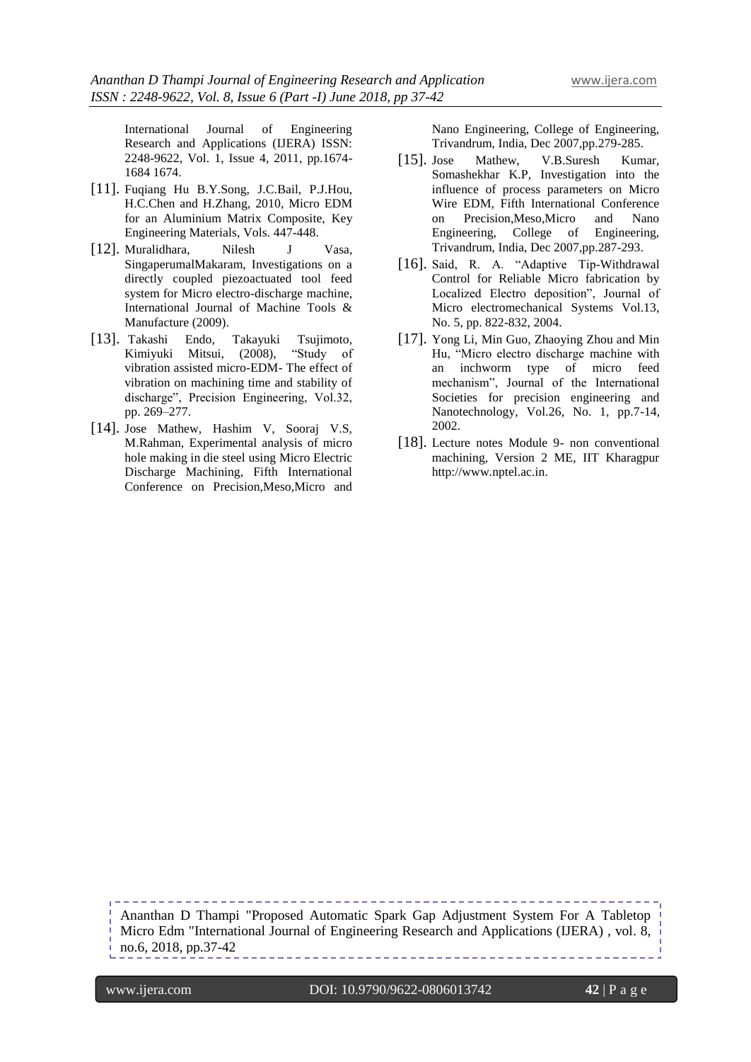International Journal of Engineering Research and Applications (IJERA) ISSN: 2248-9622, Vol. 1, Issue 4, 2011, pp.1674-1684 1674.

[11]. Fuqiang Hu B.Y.Song, J.C.Bail, P.J.Hou, H.C.Chen and H.Zhang, 2010, Micro EDM for an Aluminium Matrix Composite, Key Engineering Materials, Vols. 447-448.

[12]. Muralidhara, Nilesh J Vasa, SingaperumalMakaram, Investigations on a directly coupled piezoactuated tool feed system for Micro electro-discharge machine, International Journal of Machine Tools & Manufacture (2009).

[13]. Takashi Endo, Takayuki Tsujimoto, Kimiyuki Mitsui, (2008), "Study of vibration assisted micro-EDM- The effect of vibration on machining time and stability of discharge", Precision Engineering, Vol.32, pp. 269–277.

[14]. Jose Mathew, Hashim V, Sooraj V.S, M.Rahman, Experimental analysis of micro hole making in die steel using Micro Electric Discharge Machining, Fifth International Conference on Precision,Meso,Micro and Nano Engineering, College of Engineering, Trivandrum, India, Dec 2007,pp.279-285.

[15]. Jose Mathew, V.B.Suresh Kumar, Somashekhar K.P, Investigation into the influence of process parameters on Micro Wire EDM, Fifth International Conference on Precision,Meso,Micro and Nano Engineering, College of Engineering, Trivandrum, India, Dec 2007,pp.287-293.

[16]. Said, R. A. "Adaptive Tip-Withdrawal Control for Reliable Micro fabrication by Localized Electro deposition", Journal of Micro electromechanical Systems Vol.13, No. 5, pp. 822-832, 2004.

[17]. Yong Li, Min Guo, Zhaoying Zhou and Min Hu, "Micro electro discharge machine with an inchworm type of micro feed mechanism", Journal of the International Societies for precision engineering and Nanotechnology, Vol.26, No. 1, pp.7-14, 2002.

[18]. Lecture notes Module 9- non conventional machining, Version 2 ME, IIT Kharagpur http://www.nptel.ac.in.

Ananthan D Thampi "Proposed Automatic Spark Gap Adjustment System For A Tabletop Micro Edm "International Journal of Engineering Research and Applications (IJERA) , vol. 8, no.6, 2018, pp.37-42